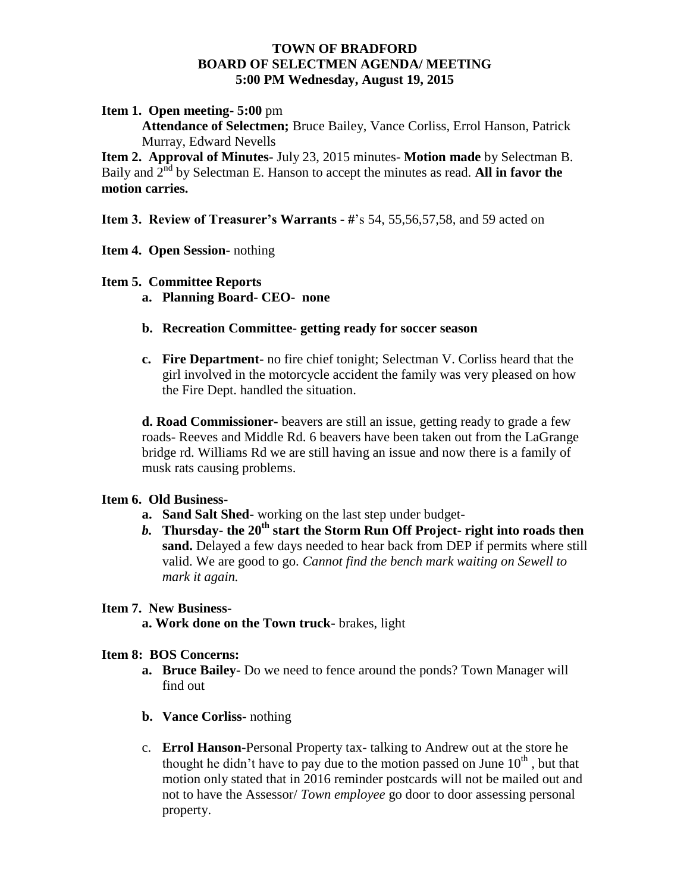# TOWN OF BRADFORD
## BOARD OF SELECTMEN AGENDA/ MEETING
### 5:00 PM Wednesday, August 19, 2015

**Item 1. Open meeting- 5:00** pm

**Attendance of Selectmen;** Bruce Bailey, Vance Corliss, Errol Hanson, Patrick Murray, Edward Nevells

**Item 2. Approval of Minutes-** July 23, 2015 minutes- **Motion made** by Selectman B. Baily and 2nd by Selectman E. Hanson to accept the minutes as read. **All in favor the motion carries.**

**Item 3. Review of Treasurer's Warrants - #**'s 54, 55,56,57,58, and 59 acted on

**Item 4. Open Session-** nothing

**Item 5. Committee Reports**

a. **Planning Board- CEO- none**

b. **Recreation Committee- getting ready for soccer season**

c. **Fire Department-** no fire chief tonight; Selectman V. Corliss heard that the girl involved in the motorcycle accident the family was very pleased on how the Fire Dept. handled the situation.

d. **Road Commissioner-** beavers are still an issue, getting ready to grade a few roads- Reeves and Middle Rd. 6 beavers have been taken out from the LaGrange bridge rd. Williams Rd we are still having an issue and now there is a family of musk rats causing problems.

**Item 6. Old Business-**

a. **Sand Salt Shed-** working on the last step under budget-

b. **Thursday- the 20th start the Storm Run Off Project- right into roads then sand.** Delayed a few days needed to hear back from DEP if permits where still valid. We are good to go. *Cannot find the bench mark waiting on Sewell to mark it again.*

**Item 7. New Business-**

a. **Work done on the Town truck-** brakes, light

**Item 8: BOS Concerns:**

a. **Bruce Bailey-** Do we need to fence around the ponds? Town Manager will find out

b. **Vance Corliss-** nothing

c. **Errol Hanson**-Personal Property tax- talking to Andrew out at the store he thought he didn't have to pay due to the motion passed on June 10th , but that motion only stated that in 2016 reminder postcards will not be mailed out and not to have the Assessor/ *Town employee* go door to door assessing personal property.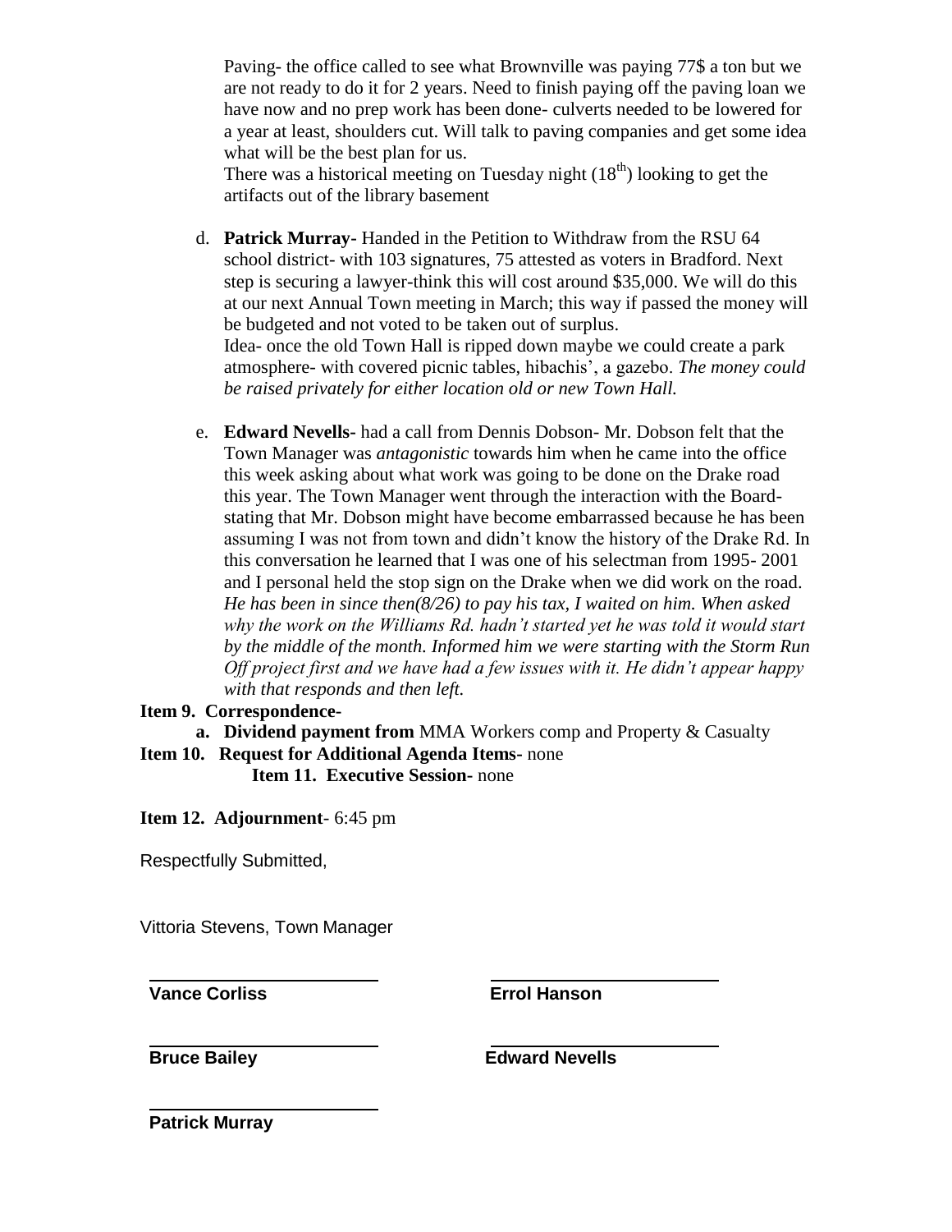Paving- the office called to see what Brownville was paying 77$ a ton but we are not ready to do it for 2 years. Need to finish paying off the paving loan we have now and no prep work has been done- culverts needed to be lowered for a year at least, shoulders cut. Will talk to paving companies and get some idea what will be the best plan for us.

There was a historical meeting on Tuesday night (18th) looking to get the artifacts out of the library basement

d. **Patrick Murray-** Handed in the Petition to Withdraw from the RSU 64 school district- with 103 signatures, 75 attested as voters in Bradford. Next step is securing a lawyer-think this will cost around $35,000. We will do this at our next Annual Town meeting in March; this way if passed the money will be budgeted and not voted to be taken out of surplus.
   Idea- once the old Town Hall is ripped down maybe we could create a park atmosphere- with covered picnic tables, hibachis', a gazebo. *The money could be raised privately for either location old or new Town Hall.*

e. **Edward Nevells-** had a call from Dennis Dobson- Mr. Dobson felt that the Town Manager was *antagonistic* towards him when he came into the office this week asking about what work was going to be done on the Drake road this year. The Town Manager went through the interaction with the Board- stating that Mr. Dobson might have become embarrassed because he has been assuming I was not from town and didn't know the history of the Drake Rd. In this conversation he learned that I was one of his selectman from 1995- 2001 and I personal held the stop sign on the Drake when we did work on the road. *He has been in since then(8/26) to pay his tax, I waited on him. When asked why the work on the Williams Rd. hadn't started yet he was told it would start by the middle of the month. Informed him we were starting with the Storm Run Off project first and we have had a few issues with it. He didn't appear happy with that responds and then left.*

**Item 9. Correspondence-**

a. **Dividend payment from** MMA Workers comp and Property & Casualty

**Item 10. Request for Additional Agenda Items-** none

**Item 11. Executive Session-** none

**Item 12. Adjournment**- 6:45 pm

Respectfully Submitted,

Vittoria Stevens, Town Manager

**Vance Corliss** **Errol Hanson**

**Bruce Bailey** **Edward Nevells**

**Patrick Murray**